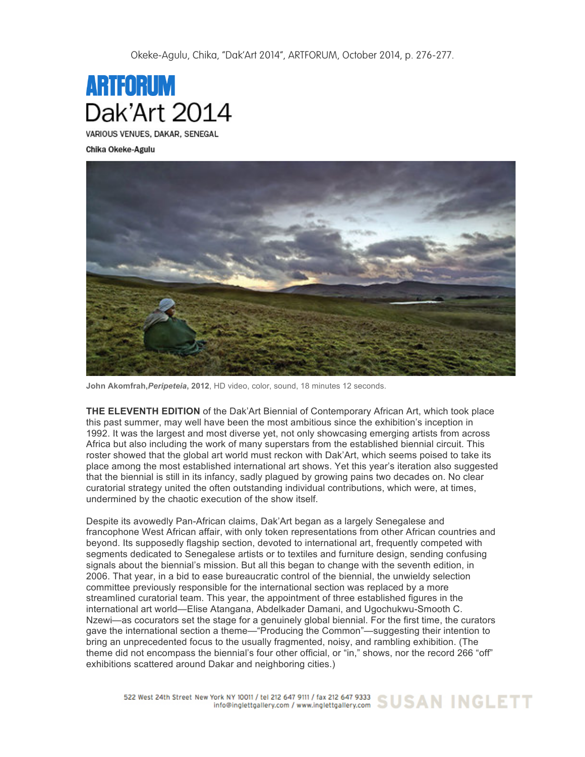Okeke-Agulu, Chika, "Dak'Art 2014", ARTFORUM, October 2014, p. 276-277.

**ARTFORUM**

# Dak'Art 2014

VARIOUS VENUES, DAKAR, SENEGAL

**Chika Okeke-Agulu**

**John Akomfrah,*Peripeteia*, 2012**, HD video, color, sound, 18 minutes 12 seconds.

**THE ELEVENTH EDITION** of the Dak'Art Biennial of Contemporary African Art, which took place this past summer, may well have been the most ambitious since the exhibition's inception in 1992. It was the largest and most diverse yet, not only showcasing emerging artists from across Africa but also including the work of many superstars from the established biennial circuit. This roster showed that the global art world must reckon with Dak'Art, which seems poised to take its place among the most established international art shows. Yet this year's iteration also suggested that the biennial is still in its infancy, sadly plagued by growing pains two decades on. No clear curatorial strategy united the often outstanding individual contributions, which were, at times, undermined by the chaotic execution of the show itself.

Despite its avowedly Pan-African claims, Dak'Art began as a largely Senegalese and francophone West African affair, with only token representations from other African countries and beyond. Its supposedly flagship section, devoted to international art, frequently competed with segments dedicated to Senegalese artists or to textiles and furniture design, sending confusing signals about the biennial's mission. But all this began to change with the seventh edition, in 2006. That year, in a bid to ease bureaucratic control of the biennial, the unwieldy selection committee previously responsible for the international section was replaced by a more streamlined curatorial team. This year, the appointment of three established figures in the international art world—Elise Atangana, Abdelkader Damani, and Ugochukwu-Smooth C. Nzewi—as cocurators set the stage for a genuinely global biennial. For the first time, the curators gave the international section a theme—"Producing the Common"—suggesting their intention to bring an unprecedented focus to the usually fragmented, noisy, and rambling exhibition. (The theme did not encompass the biennial's four other official, or "in," shows, nor the record 266 "off" exhibitions scattered around Dakar and neighboring cities.)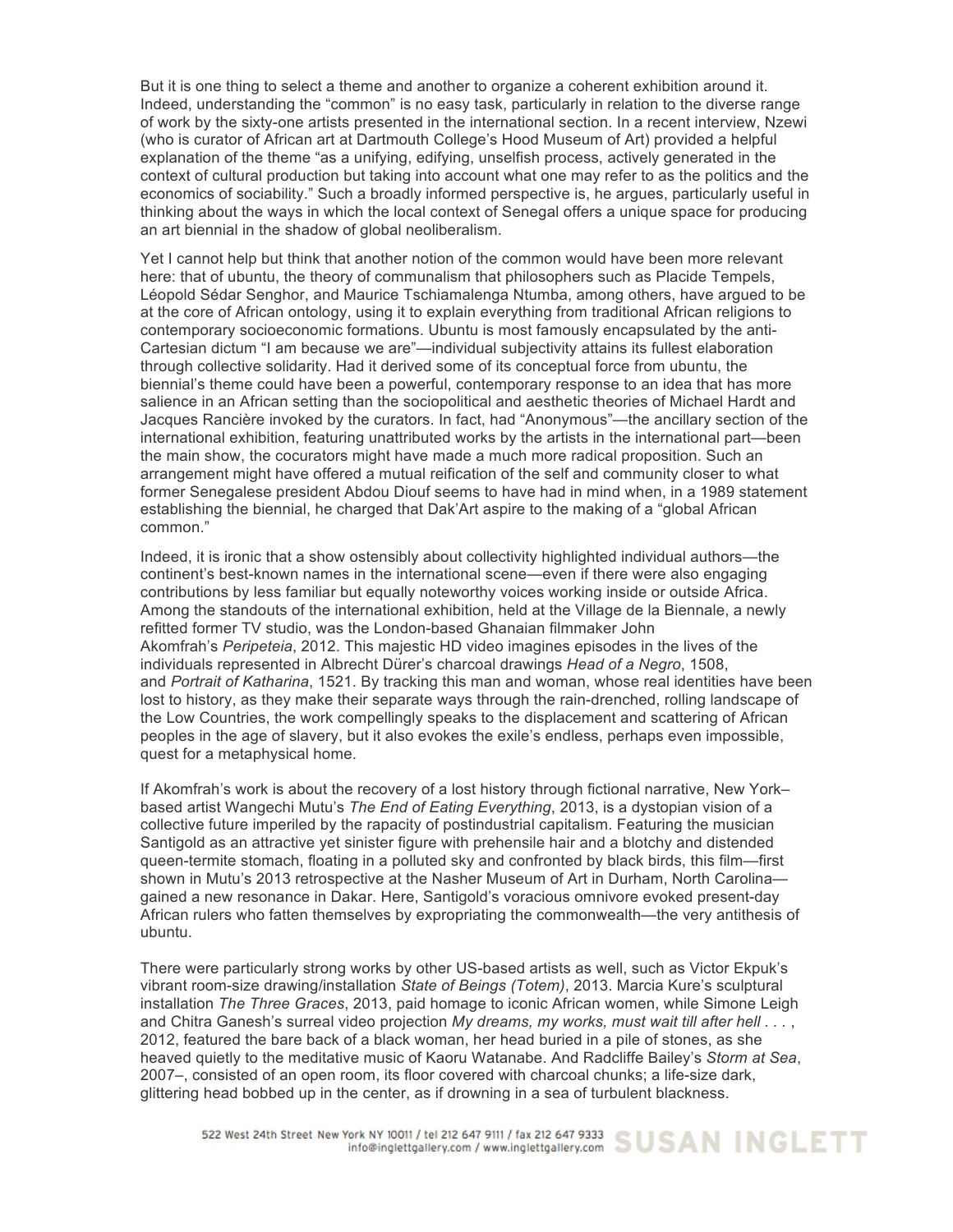But it is one thing to select a theme and another to organize a coherent exhibition around it. Indeed, understanding the "common" is no easy task, particularly in relation to the diverse range of work by the sixty-one artists presented in the international section. In a recent interview, Nzewi (who is curator of African art at Dartmouth College's Hood Museum of Art) provided a helpful explanation of the theme "as a unifying, edifying, unselfish process, actively generated in the context of cultural production but taking into account what one may refer to as the politics and the economics of sociability." Such a broadly informed perspective is, he argues, particularly useful in thinking about the ways in which the local context of Senegal offers a unique space for producing an art biennial in the shadow of global neoliberalism.

Yet I cannot help but think that another notion of the common would have been more relevant here: that of ubuntu, the theory of communalism that philosophers such as Placide Tempels, Léopold Sédar Senghor, and Maurice Tschiamalenga Ntumba, among others, have argued to be at the core of African ontology, using it to explain everything from traditional African religions to contemporary socioeconomic formations. Ubuntu is most famously encapsulated by the anti-Cartesian dictum "I am because we are"—individual subjectivity attains its fullest elaboration through collective solidarity. Had it derived some of its conceptual force from ubuntu, the biennial's theme could have been a powerful, contemporary response to an idea that has more salience in an African setting than the sociopolitical and aesthetic theories of Michael Hardt and Jacques Rancière invoked by the curators. In fact, had "Anonymous"—the ancillary section of the international exhibition, featuring unattributed works by the artists in the international part—been the main show, the cocurators might have made a much more radical proposition. Such an arrangement might have offered a mutual reification of the self and community closer to what former Senegalese president Abdou Diouf seems to have had in mind when, in a 1989 statement establishing the biennial, he charged that Dak'Art aspire to the making of a "global African common."

Indeed, it is ironic that a show ostensibly about collectivity highlighted individual authors—the continent's best-known names in the international scene—even if there were also engaging contributions by less familiar but equally noteworthy voices working inside or outside Africa. Among the standouts of the international exhibition, held at the Village de la Biennale, a newly refitted former TV studio, was the London-based Ghanaian filmmaker John Akomfrah's *Peripeteia*, 2012. This majestic HD video imagines episodes in the lives of the individuals represented in Albrecht Dürer's charcoal drawings *Head of a Negro*, 1508, and *Portrait of Katharina*, 1521. By tracking this man and woman, whose real identities have been lost to history, as they make their separate ways through the rain-drenched, rolling landscape of the Low Countries, the work compellingly speaks to the displacement and scattering of African peoples in the age of slavery, but it also evokes the exile's endless, perhaps even impossible, quest for a metaphysical home.

If Akomfrah's work is about the recovery of a lost history through fictional narrative, New York–based artist Wangechi Mutu's *The End of Eating Everything*, 2013, is a dystopian vision of a collective future imperiled by the rapacity of postindustrial capitalism. Featuring the musician Santigold as an attractive yet sinister figure with prehensile hair and a blotchy and distended queen-termite stomach, floating in a polluted sky and confronted by black birds, this film—first shown in Mutu's 2013 retrospective at the Nasher Museum of Art in Durham, North Carolina—gained a new resonance in Dakar. Here, Santigold's voracious omnivore evoked present-day African rulers who fatten themselves by expropriating the commonwealth—the very antithesis of ubuntu.

There were particularly strong works by other US-based artists as well, such as Victor Ekpuk's vibrant room-size drawing/installation *State of Beings (Totem)*, 2013. Marcia Kure's sculptural installation *The Three Graces*, 2013, paid homage to iconic African women, while Simone Leigh and Chitra Ganesh's surreal video projection *My dreams, my works, must wait till after hell . . .*, 2012, featured the bare back of a black woman, her head buried in a pile of stones, as she heaved quietly to the meditative music of Kaoru Watanabe. And Radcliffe Bailey's *Storm at Sea*, 2007–, consisted of an open room, its floor covered with charcoal chunks; a life-size dark, glittering head bobbed up in the center, as if drowning in a sea of turbulent blackness.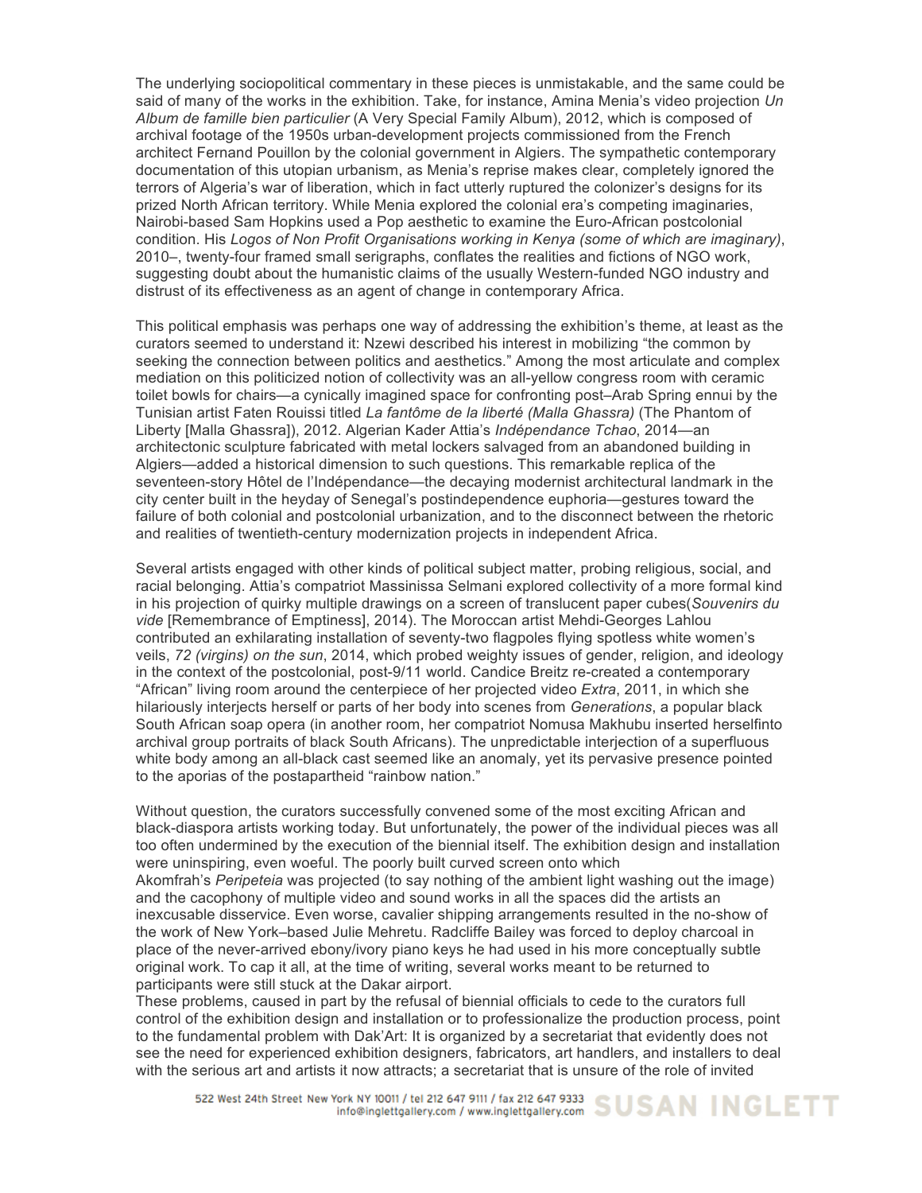The underlying sociopolitical commentary in these pieces is unmistakable, and the same could be said of many of the works in the exhibition. Take, for instance, Amina Menia's video projection *Un Album de famille bien particulier* (A Very Special Family Album), 2012, which is composed of archival footage of the 1950s urban-development projects commissioned from the French architect Fernand Pouillon by the colonial government in Algiers. The sympathetic contemporary documentation of this utopian urbanism, as Menia's reprise makes clear, completely ignored the terrors of Algeria's war of liberation, which in fact utterly ruptured the colonizer's designs for its prized North African territory. While Menia explored the colonial era's competing imaginaries, Nairobi-based Sam Hopkins used a Pop aesthetic to examine the Euro-African postcolonial condition. His *Logos of Non Profit Organisations working in Kenya (some of which are imaginary)*, 2010–, twenty-four framed small serigraphs, conflates the realities and fictions of NGO work, suggesting doubt about the humanistic claims of the usually Western-funded NGO industry and distrust of its effectiveness as an agent of change in contemporary Africa.

This political emphasis was perhaps one way of addressing the exhibition's theme, at least as the curators seemed to understand it: Nzewi described his interest in mobilizing "the common by seeking the connection between politics and aesthetics." Among the most articulate and complex mediation on this politicized notion of collectivity was an all-yellow congress room with ceramic toilet bowls for chairs—a cynically imagined space for confronting post–Arab Spring ennui by the Tunisian artist Faten Rouissi titled *La fantôme de la liberté (Malla Ghassra)* (The Phantom of Liberty [Malla Ghassra]), 2012. Algerian Kader Attia's *Indépendance Tchao*, 2014—an architectonic sculpture fabricated with metal lockers salvaged from an abandoned building in Algiers—added a historical dimension to such questions. This remarkable replica of the seventeen-story Hôtel de l'Indépendance—the decaying modernist architectural landmark in the city center built in the heyday of Senegal's postindependence euphoria—gestures toward the failure of both colonial and postcolonial urbanization, and to the disconnect between the rhetoric and realities of twentieth-century modernization projects in independent Africa.

Several artists engaged with other kinds of political subject matter, probing religious, social, and racial belonging. Attia's compatriot Massinissa Selmani explored collectivity of a more formal kind in his projection of quirky multiple drawings on a screen of translucent paper cubes(*Souvenirs du vide* [Remembrance of Emptiness], 2014). The Moroccan artist Mehdi-Georges Lahlou contributed an exhilarating installation of seventy-two flagpoles flying spotless white women's veils, *72 (virgins) on the sun*, 2014, which probed weighty issues of gender, religion, and ideology in the context of the postcolonial, post-9/11 world. Candice Breitz re-created a contemporary "African" living room around the centerpiece of her projected video *Extra*, 2011, in which she hilariously interjects herself or parts of her body into scenes from *Generations*, a popular black South African soap opera (in another room, her compatriot Nomusa Makhubu inserted herselfinto archival group portraits of black South Africans). The unpredictable interjection of a superfluous white body among an all-black cast seemed like an anomaly, yet its pervasive presence pointed to the aporias of the postapartheid "rainbow nation."

Without question, the curators successfully convened some of the most exciting African and black-diaspora artists working today. But unfortunately, the power of the individual pieces was all too often undermined by the execution of the biennial itself. The exhibition design and installation were uninspiring, even woeful. The poorly built curved screen onto which Akomfrah's *Peripeteia* was projected (to say nothing of the ambient light washing out the image) and the cacophony of multiple video and sound works in all the spaces did the artists an inexcusable disservice. Even worse, cavalier shipping arrangements resulted in the no-show of the work of New York–based Julie Mehretu. Radcliffe Bailey was forced to deploy charcoal in place of the never-arrived ebony/ivory piano keys he had used in his more conceptually subtle original work. To cap it all, at the time of writing, several works meant to be returned to participants were still stuck at the Dakar airport.

These problems, caused in part by the refusal of biennial officials to cede to the curators full control of the exhibition design and installation or to professionalize the production process, point to the fundamental problem with Dak'Art: It is organized by a secretariat that evidently does not see the need for experienced exhibition designers, fabricators, art handlers, and installers to deal with the serious art and artists it now attracts; a secretariat that is unsure of the role of invited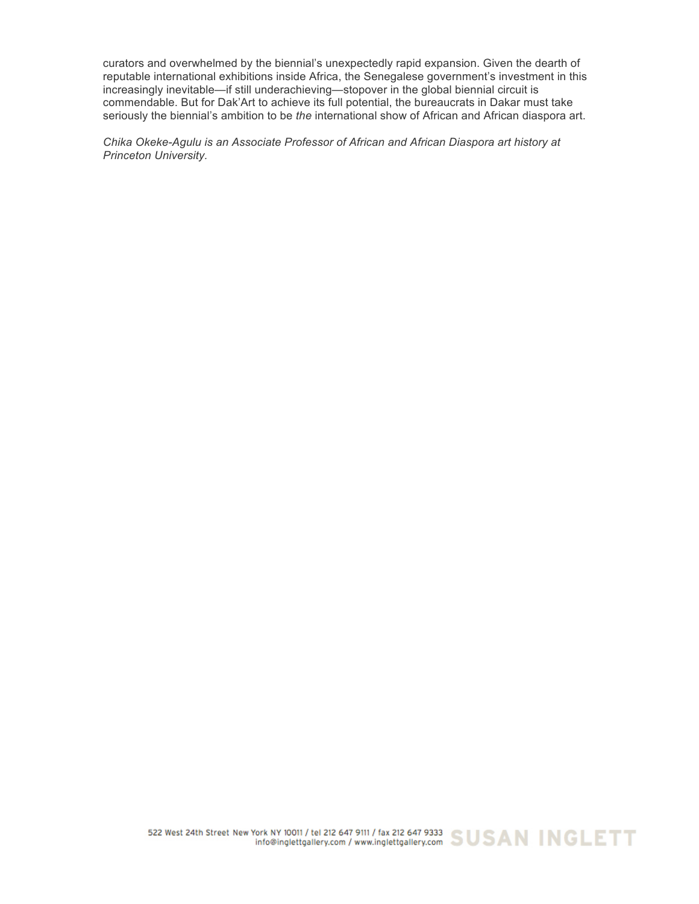curators and overwhelmed by the biennial's unexpectedly rapid expansion. Given the dearth of reputable international exhibitions inside Africa, the Senegalese government's investment in this increasingly inevitable—if still underachieving—stopover in the global biennial circuit is commendable. But for Dak'Art to achieve its full potential, the bureaucrats in Dakar must take seriously the biennial's ambition to be *the* international show of African and African diaspora art.

*Chika Okeke-Agulu is an Associate Professor of African and African Diaspora art history at Princeton University.*